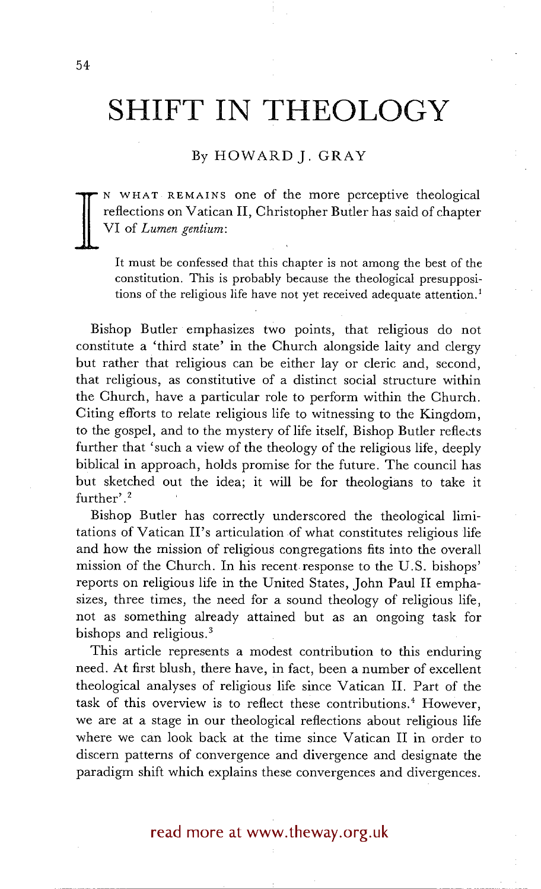# SHIFT IN THEOLOGY

By HOWARD J. GRAY

IN WHAT REMAINS one of the more perceptive theological reflections on Vatican II, Christopher Butler has said of chapter VI of *Lumen gentium*:

> It must be confessed that this chapter is not among the best of the constitution. This is probably because the theological presuppositions of the religious life have not yet received adequate attention.[1]

Bishop Butler emphasizes two points, that religious do not constitute a 'third state' in the Church alongside laity and clergy but rather that religious can be either lay or cleric and, second, that religious, as constitutive of a distinct social structure within the Church, have a particular role to perform within the Church. Citing efforts to relate religious life to witnessing to the Kingdom, to the gospel, and to the mystery of life itself, Bishop Butler reflects further that 'such a view of the theology of the religious life, deeply biblical in approach, holds promise for the future. The council has but sketched out the idea; it will be for theologians to take it further'.[2]

Bishop Butler has correctly underscored the theological limitations of Vatican II's articulation of what constitutes religious life and how the mission of religious congregations fits into the overall mission of the Church. In his recent response to the U.S. bishops' reports on religious life in the United States, John Paul II emphasizes, three times, the need for a sound theology of religious life, not as something already attained but as an ongoing task for bishops and religious.[3]

This article represents a modest contribution to this enduring need. At first blush, there have, in fact, been a number of excellent theological analyses of religious life since Vatican II. Part of the task of this overview is to reflect these contributions.[4] However, we are at a stage in our theological reflections about religious life where we can look back at the time since Vatican II in order to discern patterns of convergence and divergence and designate the paradigm shift which explains these convergences and divergences.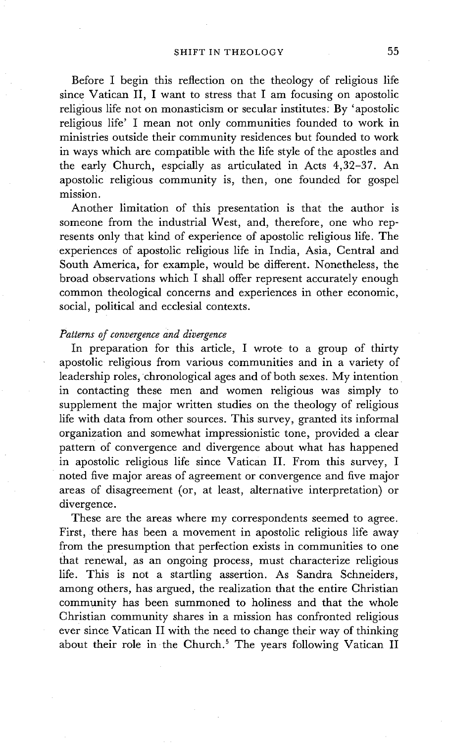Before I begin this reflection on the theology of religious life since Vatican II, I want to stress that I am focusing on apostolic religious life not on monasticism or secular institutes. By 'apostolic religious life' I mean not only communities founded to work in ministries outside their community residences but founded to work in ways which are compatible with the life style of the apostles and the early Church, espcially as articulated in Acts 4,32–37. An apostolic religious community is, then, one founded for gospel mission.

Another limitation of this presentation is that the author is someone from the industrial West, and, therefore, one who represents only that kind of experience of apostolic religious life. The experiences of apostolic religious life in India, Asia, Central and South America, for example, would be different. Nonetheless, the broad observations which I shall offer represent accurately enough common theological concerns and experiences in other economic, social, political and ecclesial contexts.

*Patterns of convergence and divergence*

In preparation for this article, I wrote to a group of thirty apostolic religious from various communities and in a variety of leadership roles, chronological ages and of both sexes. My intention in contacting these men and women religious was simply to supplement the major written studies on the theology of religious life with data from other sources. This survey, granted its informal organization and somewhat impressionistic tone, provided a clear pattern of convergence and divergence about what has happened in apostolic religious life since Vatican II. From this survey, I noted five major areas of agreement or convergence and five major areas of disagreement (or, at least, alternative interpretation) or divergence.

These are the areas where my correspondents seemed to agree. First, there has been a movement in apostolic religious life away from the presumption that perfection exists in communities to one that renewal, as an ongoing process, must characterize religious life. This is not a startling assertion. As Sandra Schneiders, among others, has argued, the realization that the entire Christian community has been summoned to holiness and that the whole Christian community shares in a mission has confronted religious ever since Vatican II with the need to change their way of thinking about their role in the Church.[5] The years following Vatican II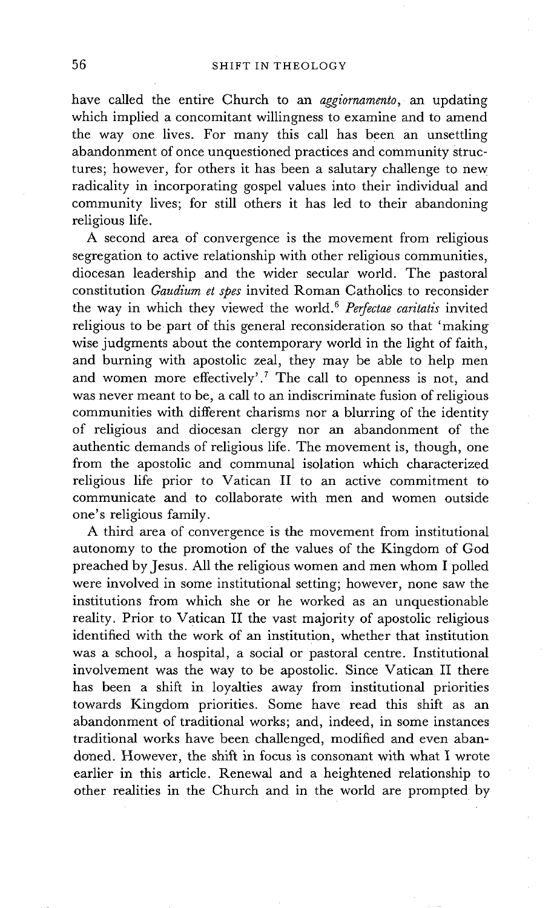have called the entire Church to an *aggiornamento*, an updating which implied a concomitant willingness to examine and to amend the way one lives. For many this call has been an unsettling abandonment of once unquestioned practices and community structures; however, for others it has been a salutary challenge to new radicality in incorporating gospel values into their individual and community lives; for still others it has led to their abandoning religious life.

A second area of convergence is the movement from religious segregation to active relationship with other religious communities, diocesan leadership and the wider secular world. The pastoral constitution *Gaudium et spes* invited Roman Catholics to reconsider the way in which they viewed the world.[6] *Perfectae caritatis* invited religious to be part of this general reconsideration so that 'making wise judgments about the contemporary world in the light of faith, and burning with apostolic zeal, they may be able to help men and women more effectively'.[7] The call to openness is not, and was never meant to be, a call to an indiscriminate fusion of religious communities with different charisms nor a blurring of the identity of religious and diocesan clergy nor an abandonment of the authentic demands of religious life. The movement is, though, one from the apostolic and communal isolation which characterized religious life prior to Vatican II to an active commitment to communicate and to collaborate with men and women outside one's religious family.

A third area of convergence is the movement from institutional autonomy to the promotion of the values of the Kingdom of God preached by Jesus. All the religious women and men whom I polled were involved in some institutional setting; however, none saw the institutions from which she or he worked as an unquestionable reality. Prior to Vatican II the vast majority of apostolic religious identified with the work of an institution, whether that institution was a school, a hospital, a social or pastoral centre. Institutional involvement was the way to be apostolic. Since Vatican II there has been a shift in loyalties away from institutional priorities towards Kingdom priorities. Some have read this shift as an abandonment of traditional works; and, indeed, in some instances traditional works have been challenged, modified and even abandoned. However, the shift in focus is consonant with what I wrote earlier in this article. Renewal and a heightened relationship to other realities in the Church and in the world are prompted by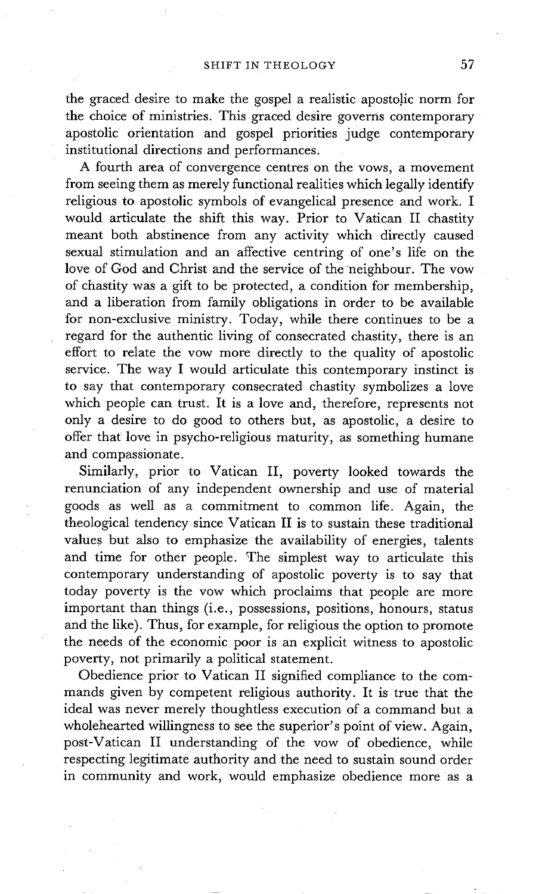the graced desire to make the gospel a realistic apostolic norm for the choice of ministries. This graced desire governs contemporary apostolic orientation and gospel priorities judge contemporary institutional directions and performances.

A fourth area of convergence centres on the vows, a movement from seeing them as merely functional realities which legally identify religious to apostolic symbols of evangelical presence and work. I would articulate the shift this way. Prior to Vatican II chastity meant both abstinence from any activity which directly caused sexual stimulation and an affective centring of one's life on the love of God and Christ and the service of the neighbour. The vow of chastity was a gift to be protected, a condition for membership, and a liberation from family obligations in order to be available for non-exclusive ministry. Today, while there continues to be a regard for the authentic living of consecrated chastity, there is an effort to relate the vow more directly to the quality of apostolic service. The way I would articulate this contemporary instinct is to say that contemporary consecrated chastity symbolizes a love which people can trust. It is a love and, therefore, represents not only a desire to do good to others but, as apostolic, a desire to offer that love in psycho-religious maturity, as something humane and compassionate.

Similarly, prior to Vatican II, poverty looked towards the renunciation of any independent ownership and use of material goods as well as a commitment to common life. Again, the theological tendency since Vatican II is to sustain these traditional values but also to emphasize the availability of energies, talents and time for other people. The simplest way to articulate this contemporary understanding of apostolic poverty is to say that today poverty is the vow which proclaims that people are more important than things (i.e., possessions, positions, honours, status and the like). Thus, for example, for religious the option to promote the needs of the economic poor is an explicit witness to apostolic poverty, not primarily a political statement.

Obedience prior to Vatican II signified compliance to the commands given by competent religious authority. It is true that the ideal was never merely thoughtless execution of a command but a wholehearted willingness to see the superior's point of view. Again, post-Vatican II understanding of the vow of obedience, while respecting legitimate authority and the need to sustain sound order in community and work, would emphasize obedience more as a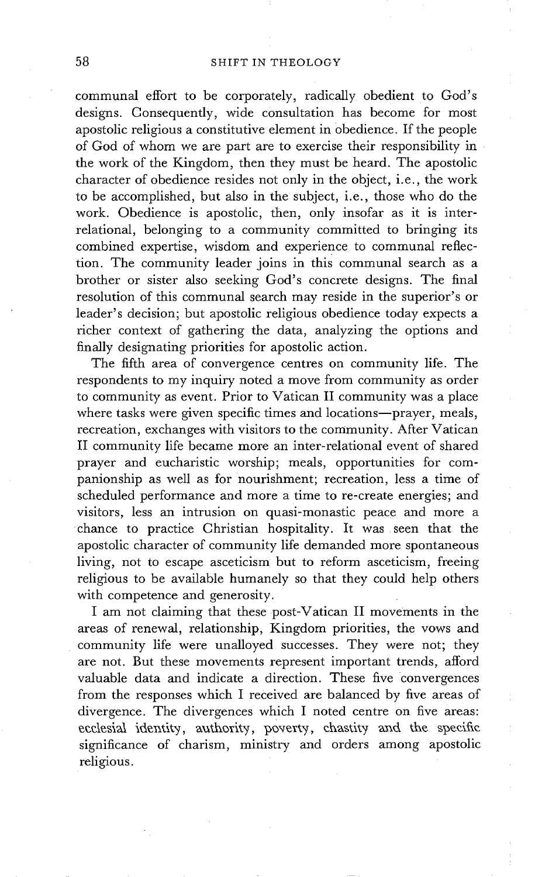communal effort to be corporately, radically obedient to God's designs. Consequently, wide consultation has become for most apostolic religious a constitutive element in obedience. If the people of God of whom we are part are to exercise their responsibility in the work of the Kingdom, then they must be heard. The apostolic character of obedience resides not only in the object, i.e., the work to be accomplished, but also in the subject, i.e., those who do the work. Obedience is apostolic, then, only insofar as it is inter-relational, belonging to a community committed to bringing its combined expertise, wisdom and experience to communal reflection. The community leader joins in this communal search as a brother or sister also seeking God's concrete designs. The final resolution of this communal search may reside in the superior's or leader's decision; but apostolic religious obedience today expects a richer context of gathering the data, analyzing the options and finally designating priorities for apostolic action.

The fifth area of convergence centres on community life. The respondents to my inquiry noted a move from community as order to community as event. Prior to Vatican II community was a place where tasks were given specific times and locations—prayer, meals, recreation, exchanges with visitors to the community. After Vatican II community life became more an inter-relational event of shared prayer and eucharistic worship; meals, opportunities for companionship as well as for nourishment; recreation, less a time of scheduled performance and more a time to re-create energies; and visitors, less an intrusion on quasi-monastic peace and more a chance to practice Christian hospitality. It was seen that the apostolic character of community life demanded more spontaneous living, not to escape asceticism but to reform asceticism, freeing religious to be available humanely so that they could help others with competence and generosity.

I am not claiming that these post-Vatican II movements in the areas of renewal, relationship, Kingdom priorities, the vows and community life were unalloyed successes. They were not; they are not. But these movements represent important trends, afford valuable data and indicate a direction. These five convergences from the responses which I received are balanced by five areas of divergence. The divergences which I noted centre on five areas: ecclesial identity, authority, poverty, chastity and the specific significance of charism, ministry and orders among apostolic religious.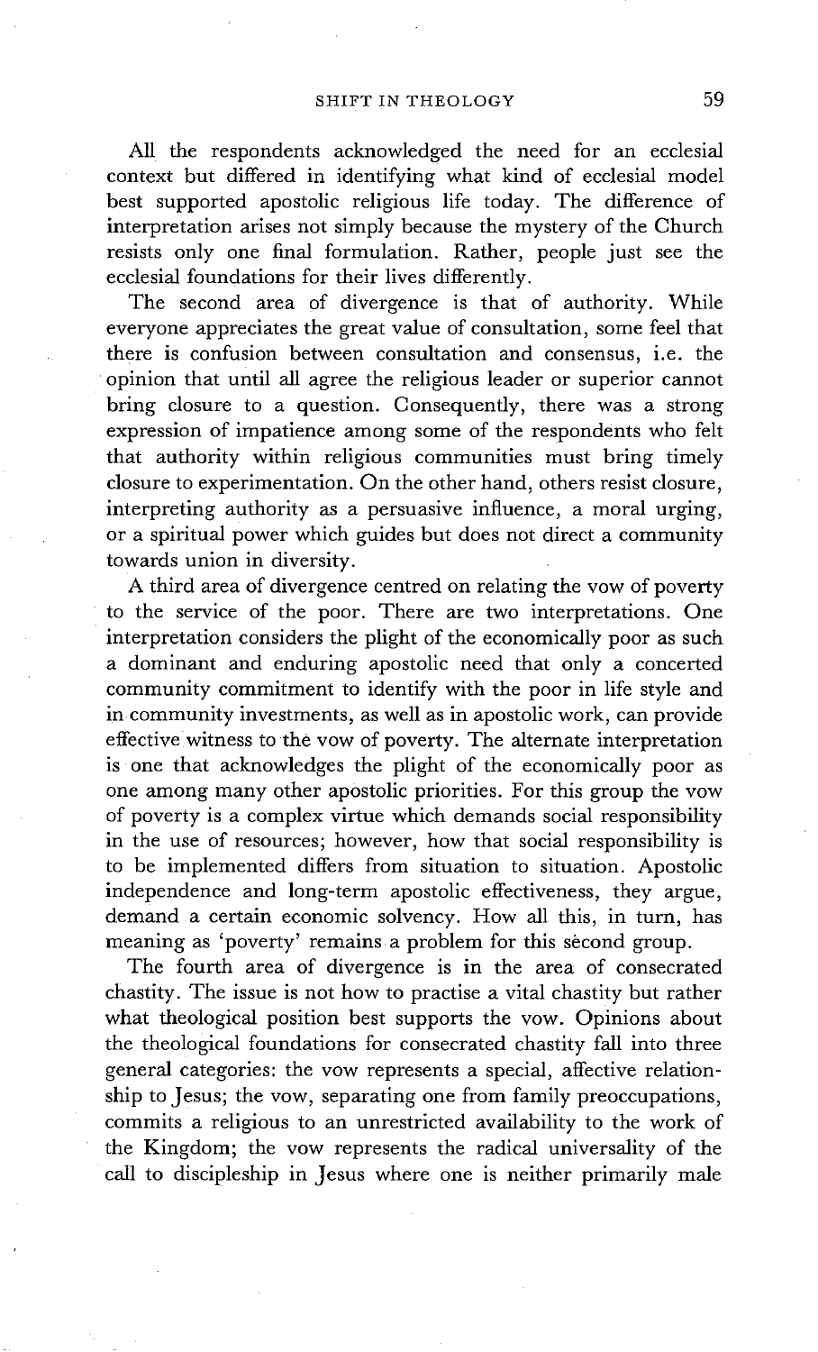All the respondents acknowledged the need for an ecclesial context but differed in identifying what kind of ecclesial model best supported apostolic religious life today. The difference of interpretation arises not simply because the mystery of the Church resists only one final formulation. Rather, people just see the ecclesial foundations for their lives differently.

The second area of divergence is that of authority. While everyone appreciates the great value of consultation, some feel that there is confusion between consultation and consensus, i.e. the opinion that until all agree the religious leader or superior cannot bring closure to a question. Consequently, there was a strong expression of impatience among some of the respondents who felt that authority within religious communities must bring timely closure to experimentation. On the other hand, others resist closure, interpreting authority as a persuasive influence, a moral urging, or a spiritual power which guides but does not direct a community towards union in diversity.

A third area of divergence centred on relating the vow of poverty to the service of the poor. There are two interpretations. One interpretation considers the plight of the economically poor as such a dominant and enduring apostolic need that only a concerted community commitment to identify with the poor in life style and in community investments, as well as in apostolic work, can provide effective witness to the vow of poverty. The alternate interpretation is one that acknowledges the plight of the economically poor as one among many other apostolic priorities. For this group the vow of poverty is a complex virtue which demands social responsibility in the use of resources; however, how that social responsibility is to be implemented differs from situation to situation. Apostolic independence and long-term apostolic effectiveness, they argue, demand a certain economic solvency. How all this, in turn, has meaning as 'poverty' remains a problem for this second group.

The fourth area of divergence is in the area of consecrated chastity. The issue is not how to practise a vital chastity but rather what theological position best supports the vow. Opinions about the theological foundations for consecrated chastity fall into three general categories: the vow represents a special, affective relationship to Jesus; the vow, separating one from family preoccupations, commits a religious to an unrestricted availability to the work of the Kingdom; the vow represents the radical universality of the call to discipleship in Jesus where one is neither primarily male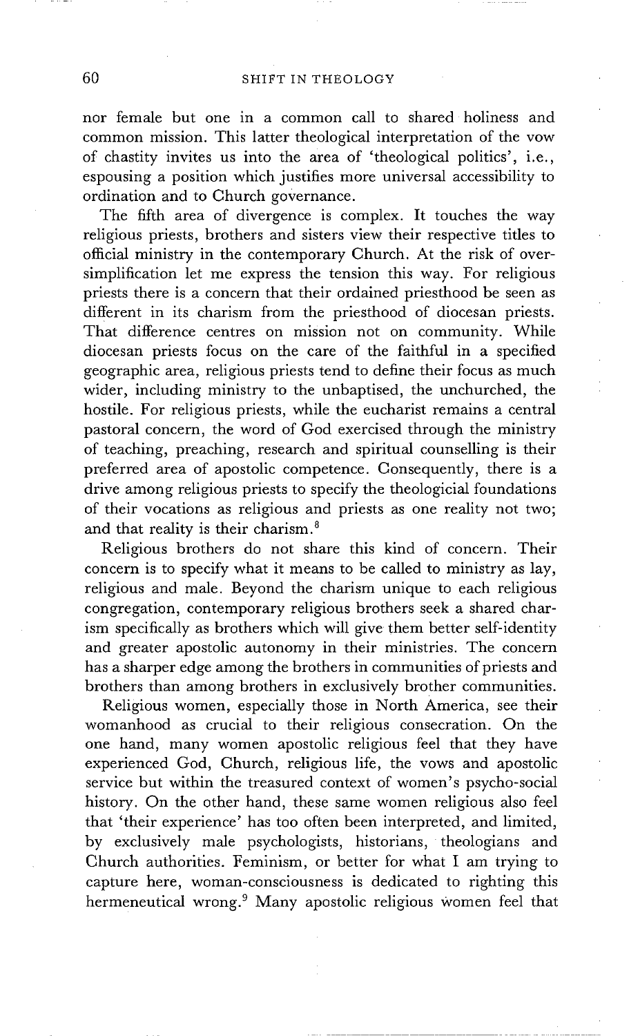nor female but one in a common call to shared holiness and common mission. This latter theological interpretation of the vow of chastity invites us into the area of 'theological politics', i.e., espousing a position which justifies more universal accessibility to ordination and to Church governance.

The fifth area of divergence is complex. It touches the way religious priests, brothers and sisters view their respective titles to official ministry in the contemporary Church. At the risk of over-simplification let me express the tension this way. For religious priests there is a concern that their ordained priesthood be seen as different in its charism from the priesthood of diocesan priests. That difference centres on mission not on community. While diocesan priests focus on the care of the faithful in a specified geographic area, religious priests tend to define their focus as much wider, including ministry to the unbaptised, the unchurched, the hostile. For religious priests, while the eucharist remains a central pastoral concern, the word of God exercised through the ministry of teaching, preaching, research and spiritual counselling is their preferred area of apostolic competence. Consequently, there is a drive among religious priests to specify the theologicial foundations of their vocations as religious and priests as one reality not two; and that reality is their charism.[8]

Religious brothers do not share this kind of concern. Their concern is to specify what it means to be called to ministry as lay, religious and male. Beyond the charism unique to each religious congregation, contemporary religious brothers seek a shared charism specifically as brothers which will give them better self-identity and greater apostolic autonomy in their ministries. The concern has a sharper edge among the brothers in communities of priests and brothers than among brothers in exclusively brother communities.

Religious women, especially those in North America, see their womanhood as crucial to their religious consecration. On the one hand, many women apostolic religious feel that they have experienced God, Church, religious life, the vows and apostolic service but within the treasured context of women's psycho-social history. On the other hand, these same women religious also feel that 'their experience' has too often been interpreted, and limited, by exclusively male psychologists, historians, theologians and Church authorities. Feminism, or better for what I am trying to capture here, woman-consciousness is dedicated to righting this hermeneutical wrong.[9] Many apostolic religious women feel that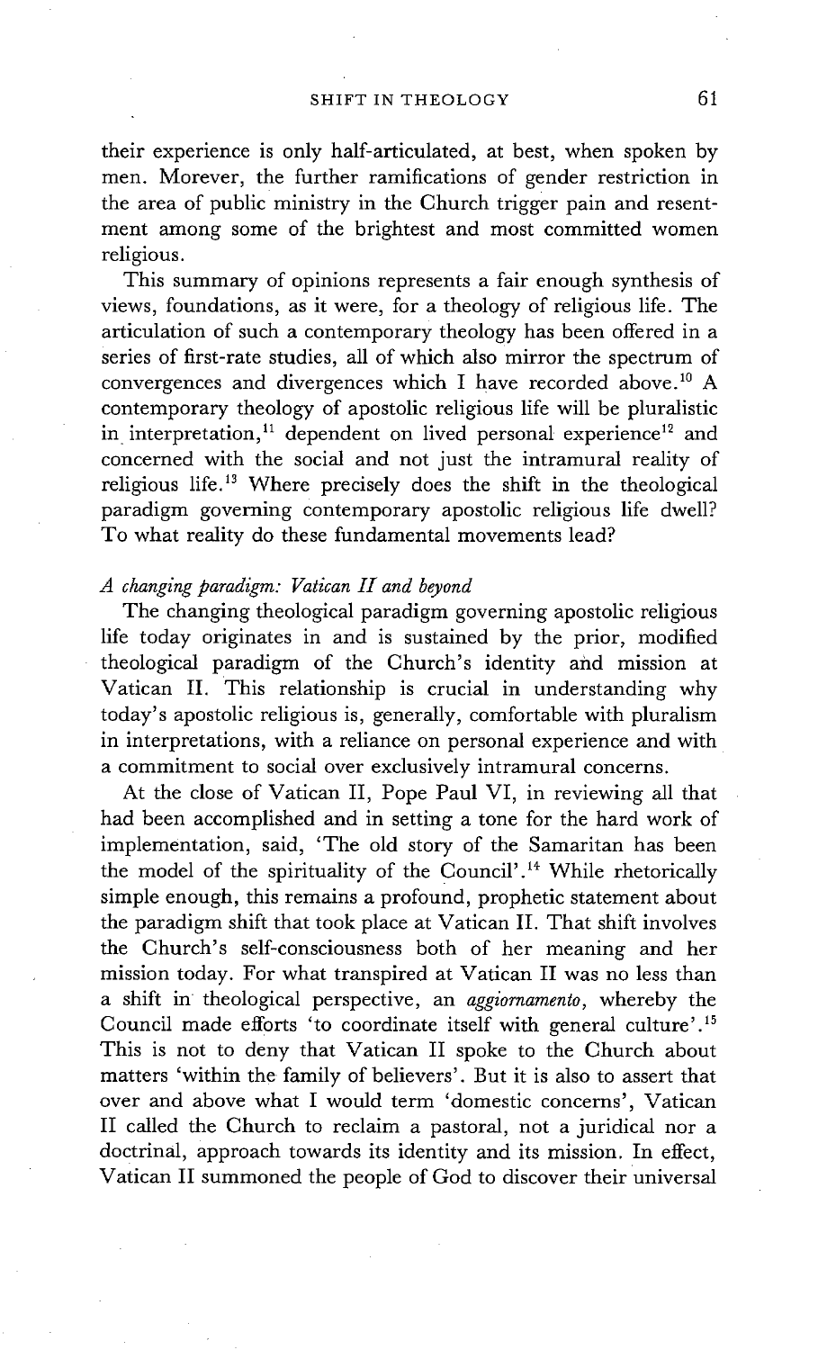their experience is only half-articulated, at best, when spoken by men. Morever, the further ramifications of gender restriction in the area of public ministry in the Church trigger pain and resentment among some of the brightest and most committed women religious.

This summary of opinions represents a fair enough synthesis of views, foundations, as it were, for a theology of religious life. The articulation of such a contemporary theology has been offered in a series of first-rate studies, all of which also mirror the spectrum of convergences and divergences which I have recorded above.[10] A contemporary theology of apostolic religious life will be pluralistic in interpretation,[11] dependent on lived personal experience[12] and concerned with the social and not just the intramural reality of religious life.[13] Where precisely does the shift in the theological paradigm governing contemporary apostolic religious life dwell? To what reality do these fundamental movements lead?

### *A changing paradigm: Vatican II and beyond*

The changing theological paradigm governing apostolic religious life today originates in and is sustained by the prior, modified theological paradigm of the Church's identity and mission at Vatican II. This relationship is crucial in understanding why today's apostolic religious is, generally, comfortable with pluralism in interpretations, with a reliance on personal experience and with a commitment to social over exclusively intramural concerns.

At the close of Vatican II, Pope Paul VI, in reviewing all that had been accomplished and in setting a tone for the hard work of implementation, said, 'The old story of the Samaritan has been the model of the spirituality of the Council'.[14] While rhetorically simple enough, this remains a profound, prophetic statement about the paradigm shift that took place at Vatican II. That shift involves the Church's self-consciousness both of her meaning and her mission today. For what transpired at Vatican II was no less than a shift in theological perspective, an *aggiornamento*, whereby the Council made efforts 'to coordinate itself with general culture'.[15] This is not to deny that Vatican II spoke to the Church about matters 'within the family of believers'. But it is also to assert that over and above what I would term 'domestic concerns', Vatican II called the Church to reclaim a pastoral, not a juridical nor a doctrinal, approach towards its identity and its mission. In effect, Vatican II summoned the people of God to discover their universal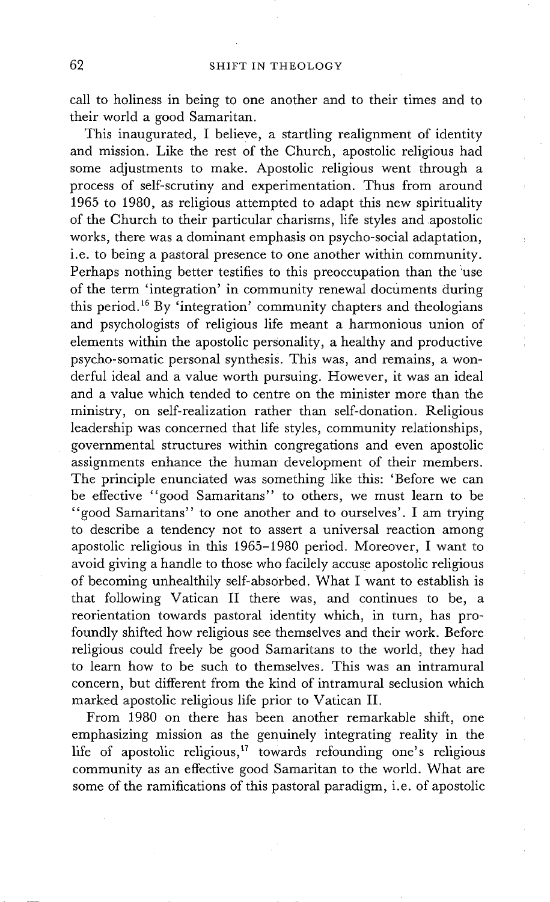call to holiness in being to one another and to their times and to their world a good Samaritan.

This inaugurated, I believe, a startling realignment of identity and mission. Like the rest of the Church, apostolic religious had some adjustments to make. Apostolic religious went through a process of self-scrutiny and experimentation. Thus from around 1965 to 1980, as religious attempted to adapt this new spirituality of the Church to their particular charisms, life styles and apostolic works, there was a dominant emphasis on psycho-social adaptation, i.e. to being a pastoral presence to one another within community. Perhaps nothing better testifies to this preoccupation than the use of the term 'integration' in community renewal documents during this period.[16] By 'integration' community chapters and theologians and psychologists of religious life meant a harmonious union of elements within the apostolic personality, a healthy and productive psycho-somatic personal synthesis. This was, and remains, a wonderful ideal and a value worth pursuing. However, it was an ideal and a value which tended to centre on the minister more than the ministry, on self-realization rather than self-donation. Religious leadership was concerned that life styles, community relationships, governmental structures within congregations and even apostolic assignments enhance the human development of their members. The principle enunciated was something like this: 'Before we can be effective "good Samaritans" to others, we must learn to be "good Samaritans" to one another and to ourselves'. I am trying to describe a tendency not to assert a universal reaction among apostolic religious in this 1965–1980 period. Moreover, I want to avoid giving a handle to those who facilely accuse apostolic religious of becoming unhealthily self-absorbed. What I want to establish is that following Vatican II there was, and continues to be, a reorientation towards pastoral identity which, in turn, has profoundly shifted how religious see themselves and their work. Before religious could freely be good Samaritans to the world, they had to learn how to be such to themselves. This was an intramural concern, but different from the kind of intramural seclusion which marked apostolic religious life prior to Vatican II.

From 1980 on there has been another remarkable shift, one emphasizing mission as the genuinely integrating reality in the life of apostolic religious,[17] towards refounding one's religious community as an effective good Samaritan to the world. What are some of the ramifications of this pastoral paradigm, i.e. of apostolic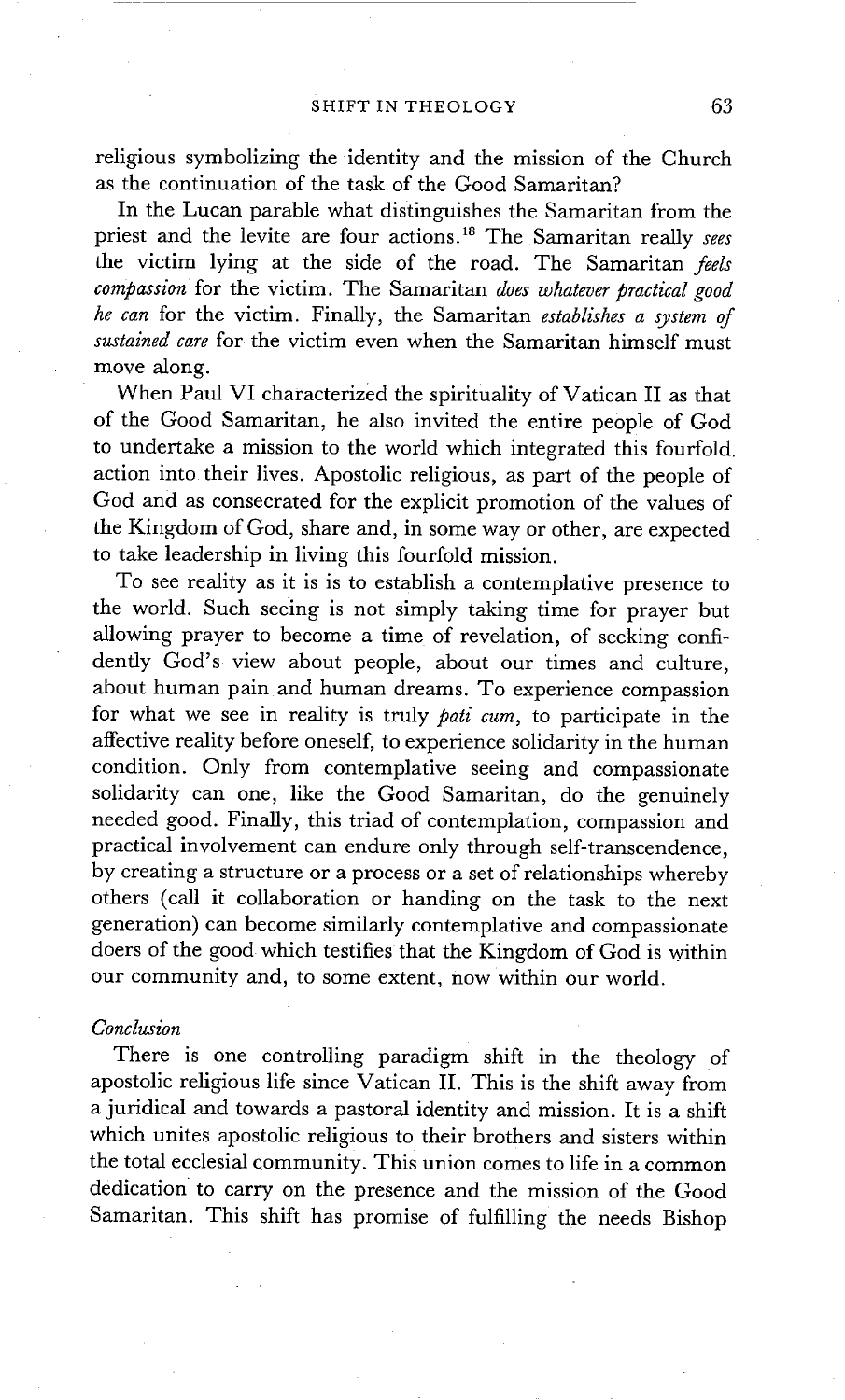religious symbolizing the identity and the mission of the Church as the continuation of the task of the Good Samaritan?

In the Lucan parable what distinguishes the Samaritan from the priest and the levite are four actions.[18] The Samaritan really *sees* the victim lying at the side of the road. The Samaritan *feels compassion* for the victim. The Samaritan *does whatever practical good he can* for the victim. Finally, the Samaritan *establishes a system of sustained care* for the victim even when the Samaritan himself must move along.

When Paul VI characterized the spirituality of Vatican II as that of the Good Samaritan, he also invited the entire people of God to undertake a mission to the world which integrated this fourfold action into their lives. Apostolic religious, as part of the people of God and as consecrated for the explicit promotion of the values of the Kingdom of God, share and, in some way or other, are expected to take leadership in living this fourfold mission.

To see reality as it is is to establish a contemplative presence to the world. Such seeing is not simply taking time for prayer but allowing prayer to become a time of revelation, of seeking confidently God's view about people, about our times and culture, about human pain and human dreams. To experience compassion for what we see in reality is truly *pati cum*, to participate in the affective reality before oneself, to experience solidarity in the human condition. Only from contemplative seeing and compassionate solidarity can one, like the Good Samaritan, do the genuinely needed good. Finally, this triad of contemplation, compassion and practical involvement can endure only through self-transcendence, by creating a structure or a process or a set of relationships whereby others (call it collaboration or handing on the task to the next generation) can become similarly contemplative and compassionate doers of the good which testifies that the Kingdom of God is within our community and, to some extent, now within our world.

*Conclusion*

There is one controlling paradigm shift in the theology of apostolic religious life since Vatican II. This is the shift away from a juridical and towards a pastoral identity and mission. It is a shift which unites apostolic religious to their brothers and sisters within the total ecclesial community. This union comes to life in a common dedication to carry on the presence and the mission of the Good Samaritan. This shift has promise of fulfilling the needs Bishop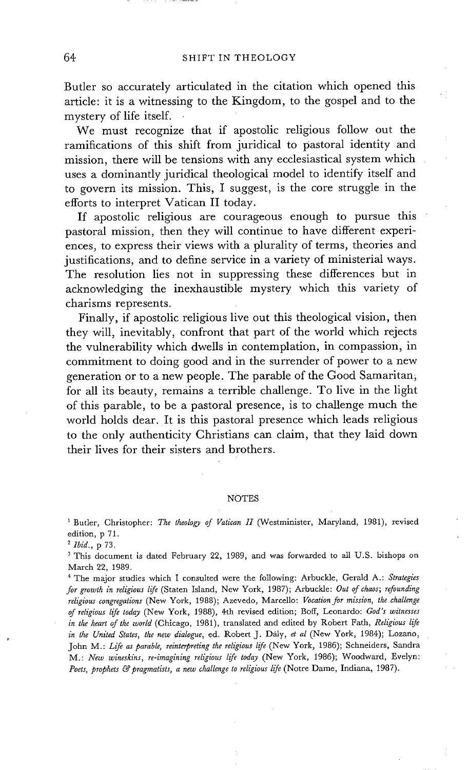Butler so accurately articulated in the citation which opened this article: it is a witnessing to the Kingdom, to the gospel and to the mystery of life itself.

We must recognize that if apostolic religious follow out the ramifications of this shift from juridical to pastoral identity and mission, there will be tensions with any ecclesiastical system which uses a dominantly juridical theological model to identify itself and to govern its mission. This, I suggest, is the core struggle in the efforts to interpret Vatican II today.

If apostolic religious are courageous enough to pursue this pastoral mission, then they will continue to have different experiences, to express their views with a plurality of terms, theories and justifications, and to define service in a variety of ministerial ways. The resolution lies not in suppressing these differences but in acknowledging the inexhaustible mystery which this variety of charisms represents.

Finally, if apostolic religious live out this theological vision, then they will, inevitably, confront that part of the world which rejects the vulnerability which dwells in contemplation, in compassion, in commitment to doing good and in the surrender of power to a new generation or to a new people. The parable of the Good Samaritan, for all its beauty, remains a terrible challenge. To live in the light of this parable, to be a pastoral presence, is to challenge much the world holds dear. It is this pastoral presence which leads religious to the only authenticity Christians can claim, that they laid down their lives for their sisters and brothers.

## NOTES

[1] Butler, Christopher: *The theology of Vatican II* (Westminister, Maryland, 1981), revised edition, p 71.

[2] *Ibid.*, p 73.

[3] This document is dated February 22, 1989, and was forwarded to all U.S. bishops on March 22, 1989.

[4] The major studies which I consulted were the following: Arbuckle, Gerald A.: *Strategies for growth in religious life* (Staten Island, New York, 1987); Arbuckle: *Out of chaos; refounding religious congregations* (New York, 1988); Azevedo, Marcello: *Vocation for mission, the challenge of religious life today* (New York, 1988), 4th revised edition; Boff, Leonardo: *God's witnesses in the heart of the world* (Chicago, 1981), translated and edited by Robert Fath, *Religious life in the United States, the new dialogue*, ed. Robert J. Daly, *et al* (New York, 1984); Lozano, John M.: *Life as parable, reinterpreting the religious life* (New York, 1986); Schneiders, Sandra M.: *New wineskins, re-imagining religious life today* (New York, 1986); Woodward, Evelyn: *Poets, prophets & pragmatists, a new challenge to religious life* (Notre Dame, Indiana, 1987).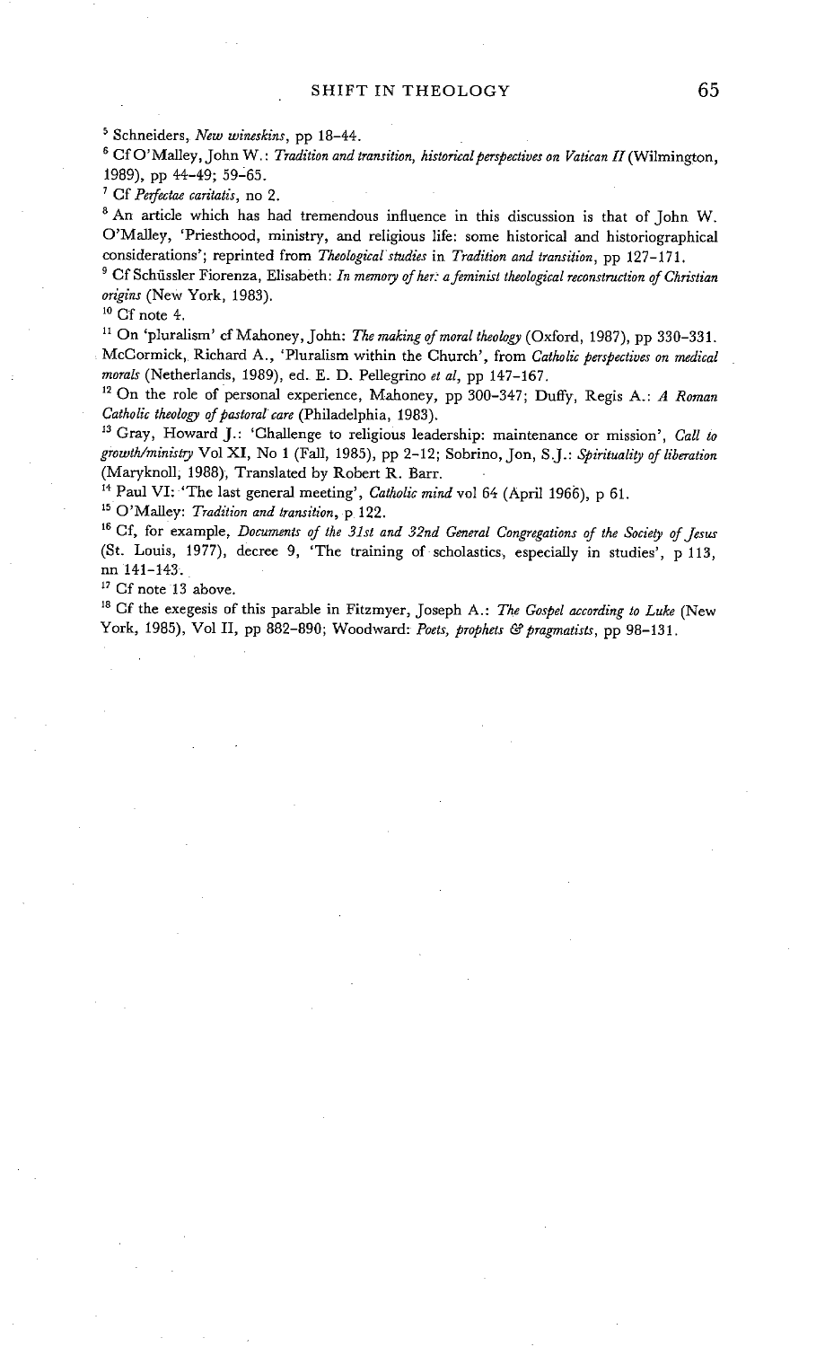[5] Schneiders, *New wineskins*, pp 18–44.

[6] Cf O'Malley, John W.: *Tradition and transition, historical perspectives on Vatican II* (Wilmington, 1989), pp 44–49; 59–65.

[7] Cf *Perfectae caritatis*, no 2.

[8] An article which has had tremendous influence in this discussion is that of John W. O'Malley, 'Priesthood, ministry, and religious life: some historical and historiographical considerations'; reprinted from *Theological studies* in *Tradition and transition*, pp 127–171.

[9] Cf Schüssler Fiorenza, Elisabeth: *In memory of her: a feminist theological reconstruction of Christian origins* (New York, 1983).

[10] Cf note 4.

[11] On 'pluralism' cf Mahoney, John: *The making of moral theology* (Oxford, 1987), pp 330–331. McCormick, Richard A., 'Pluralism within the Church', from *Catholic perspectives on medical morals* (Netherlands, 1989), ed. E. D. Pellegrino *et al*, pp 147–167.

[12] On the role of personal experience, Mahoney, pp 300–347; Duffy, Regis A.: *A Roman Catholic theology of pastoral care* (Philadelphia, 1983).

[13] Gray, Howard J.: 'Challenge to religious leadership: maintenance or mission', *Call to growth/ministry* Vol XI, No 1 (Fall, 1985), pp 2–12; Sobrino, Jon, S.J.: *Spirituality of liberation* (Maryknoll, 1988), Translated by Robert R. Barr.

[14] Paul VI: 'The last general meeting', *Catholic mind* vol 64 (April 1966), p 61.

[15] O'Malley: *Tradition and transition*, p 122.

[16] Cf, for example, *Documents of the 31st and 32nd General Congregations of the Society of Jesus* (St. Louis, 1977), decree 9, 'The training of scholastics, especially in studies', p 113, nn 141–143.

[17] Cf note 13 above.

[18] Cf the exegesis of this parable in Fitzmyer, Joseph A.: *The Gospel according to Luke* (New York, 1985), Vol II, pp 882–890; Woodward: *Poets, prophets & pragmatists*, pp 98–131.